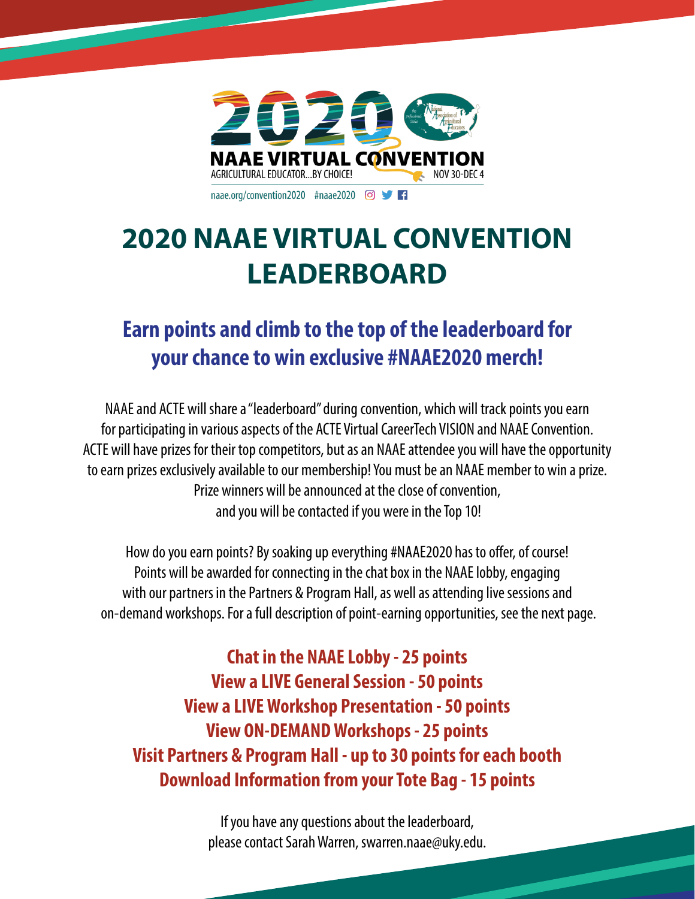2020 NAAE VIRTUAL CONVENTION

AGRICULTURAL EDUCATOR...BY CHOICE! NOV 30-DEC 4

naae.org/convention2020 #naae2020

# 2020 NAAE VIRTUAL CONVENTION LEADERBOARD

## Earn points and climb to the top of the leaderboard for your chance to win exclusive #NAAE2020 merch!

NAAE and ACTE will share a "leaderboard" during convention, which will track points you earn for participating in various aspects of the ACTE Virtual CareerTech VISION and NAAE Convention. ACTE will have prizes for their top competitors, but as an NAAE attendee you will have the opportunity to earn prizes exclusively available to our membership! You must be an NAAE member to win a prize. Prize winners will be announced at the close of convention, and you will be contacted if you were in the Top 10!

How do you earn points? By soaking up everything #NAAE2020 has to offer, of course! Points will be awarded for connecting in the chat box in the NAAE lobby, engaging with our partners in the Partners & Program Hall, as well as attending live sessions and on-demand workshops. For a full description of point-earning opportunities, see the next page.

**Chat in the NAAE Lobby - 25 points**
**View a LIVE General Session - 50 points**
**View a LIVE Workshop Presentation - 50 points**
**View ON-DEMAND Workshops - 25 points**
**Visit Partners & Program Hall - up to 30 points for each booth**
**Download Information from your Tote Bag - 15 points**

If you have any questions about the leaderboard, please contact Sarah Warren, swarren.naae@uky.edu.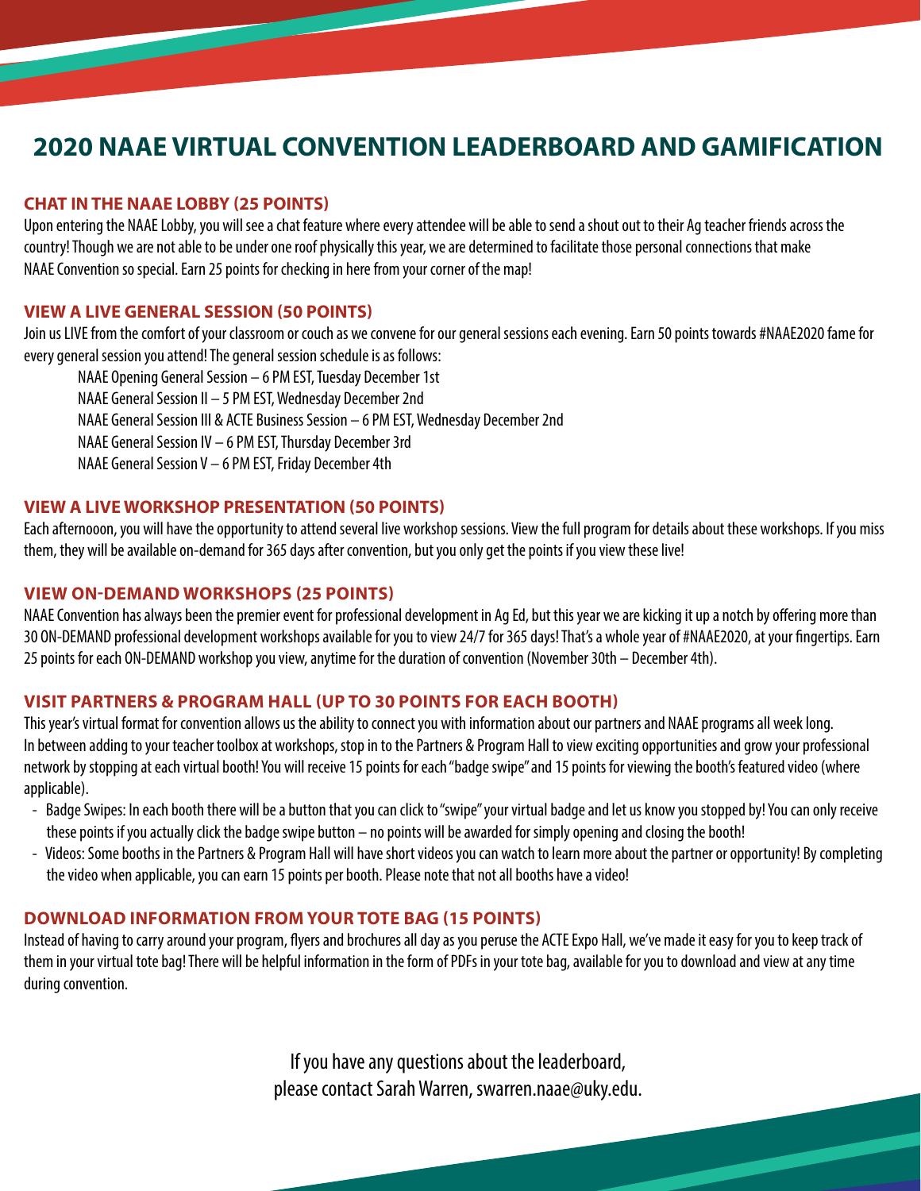# 2020 NAAE VIRTUAL CONVENTION LEADERBOARD AND GAMIFICATION

## CHAT IN THE NAAE LOBBY (25 POINTS)

Upon entering the NAAE Lobby, you will see a chat feature where every attendee will be able to send a shout out to their Ag teacher friends across the country! Though we are not able to be under one roof physically this year, we are determined to facilitate those personal connections that make NAAE Convention so special. Earn 25 points for checking in here from your corner of the map!

## VIEW A LIVE GENERAL SESSION (50 POINTS)

Join us LIVE from the comfort of your classroom or couch as we convene for our general sessions each evening. Earn 50 points towards #NAAE2020 fame for every general session you attend! The general session schedule is as follows:

NAAE Opening General Session – 6 PM EST, Tuesday December 1st
NAAE General Session II – 5 PM EST, Wednesday December 2nd
NAAE General Session III & ACTE Business Session – 6 PM EST, Wednesday December 2nd
NAAE General Session IV – 6 PM EST, Thursday December 3rd
NAAE General Session V – 6 PM EST, Friday December 4th

## VIEW A LIVE WORKSHOP PRESENTATION (50 POINTS)

Each afternooon, you will have the opportunity to attend several live workshop sessions. View the full program for details about these workshops. If you miss them, they will be available on-demand for 365 days after convention, but you only get the points if you view these live!

## VIEW ON-DEMAND WORKSHOPS (25 POINTS)

NAAE Convention has always been the premier event for professional development in Ag Ed, but this year we are kicking it up a notch by offering more than 30 ON-DEMAND professional development workshops available for you to view 24/7 for 365 days! That's a whole year of #NAAE2020, at your fingertips. Earn 25 points for each ON-DEMAND workshop you view, anytime for the duration of convention (November 30th – December 4th).

## VISIT PARTNERS & PROGRAM HALL (UP TO 30 POINTS FOR EACH BOOTH)

This year's virtual format for convention allows us the ability to connect you with information about our partners and NAAE programs all week long. In between adding to your teacher toolbox at workshops, stop in to the Partners & Program Hall to view exciting opportunities and grow your professional network by stopping at each virtual booth! You will receive 15 points for each "badge swipe" and 15 points for viewing the booth's featured video (where applicable).

- Badge Swipes: In each booth there will be a button that you can click to "swipe" your virtual badge and let us know you stopped by! You can only receive these points if you actually click the badge swipe button – no points will be awarded for simply opening and closing the booth!
- Videos: Some booths in the Partners & Program Hall will have short videos you can watch to learn more about the partner or opportunity! By completing the video when applicable, you can earn 15 points per booth. Please note that not all booths have a video!

## DOWNLOAD INFORMATION FROM YOUR TOTE BAG (15 POINTS)

Instead of having to carry around your program, flyers and brochures all day as you peruse the ACTE Expo Hall, we've made it easy for you to keep track of them in your virtual tote bag! There will be helpful information in the form of PDFs in your tote bag, available for you to download and view at any time during convention.

If you have any questions about the leaderboard,
please contact Sarah Warren, swarren.naae@uky.edu.